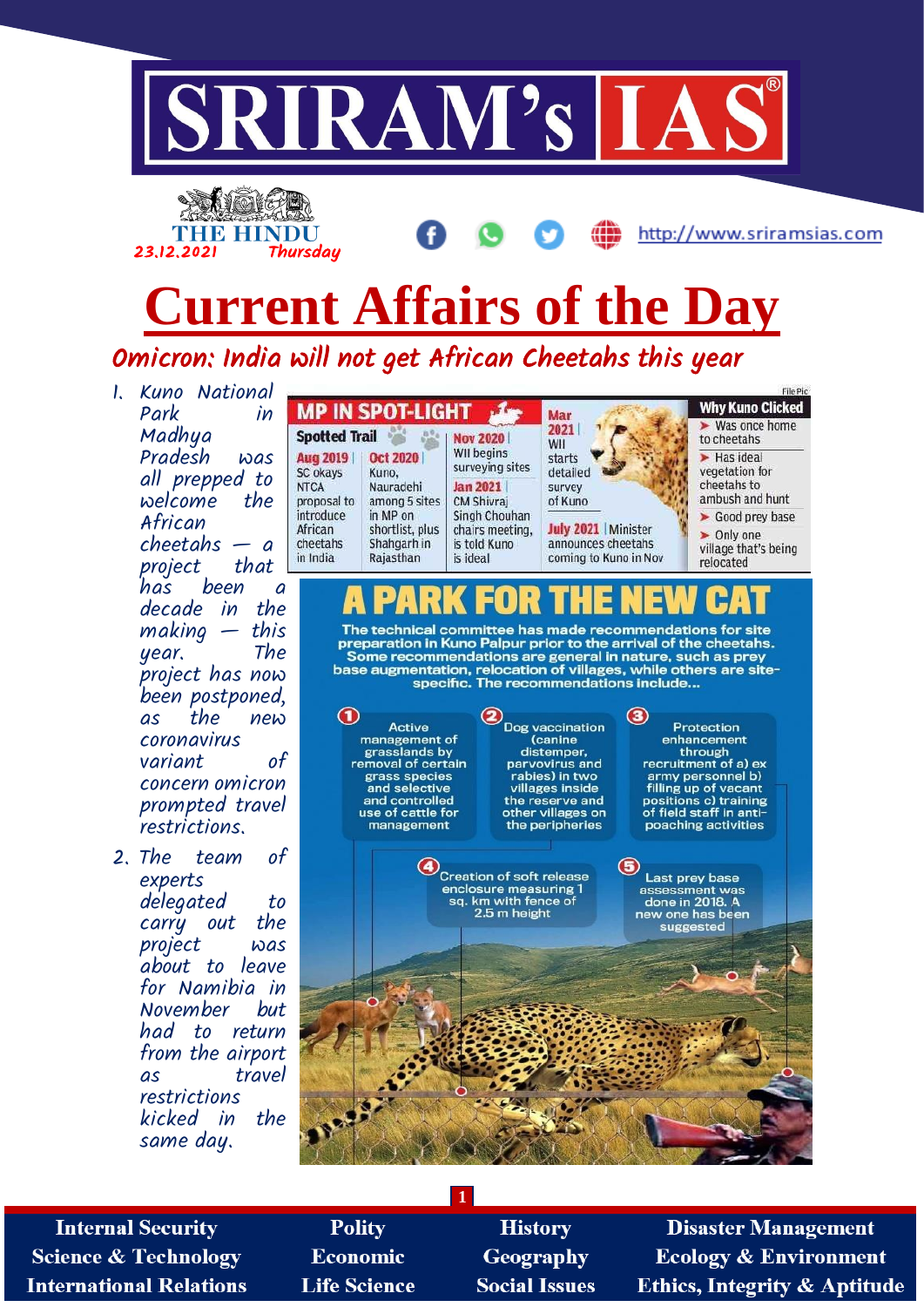# Current Affairs of the Day

THE HINDU 23.12.2021 Thursday

## Omicron: India will not get African Cheetahs this year

1. Kuno National Park in Madhya Pradesh was all prepped to welcome the African cheetahs — a project that has been a decade in the making — this year. The project has now been postponed, as the new coronavirus variant of concern omicron prompted travel restrictions.
2. The team of experts delegated to carry out the project was about to leave for Namibia in November but had to return from the airport as travel restrictions kicked in the same day.

**MP IN SPOT-LIGHT**

**Spotted Trail**

- **Aug 2019** | SC okays NTCA proposal to introduce African cheetahs in India
- **Oct 2020** | Kuno, Nauradehi among 5 sites in MP on shortlist, plus Shahgarh in Rajasthan
- **Nov 2020** | WII begins surveying sites
- **Jan 2021** | CM Shivraj Singh Chouhan chairs meeting, is told Kuno is ideal
- **Mar 2021** | WII starts detailed survey of Kuno
- **July 2021** | Minister announces cheetahs coming to Kuno in Nov

**Why Kuno Clicked**

- Was once home to cheetahs
- Has ideal vegetation for cheetahs to ambush and hunt
- Good prey base
- Only one village that's being relocated

**A PARK FOR THE NEW CAT**

The technical committee has made recommendations for site preparation in Kuno Palpur prior to the arrival of the cheetahs. Some recommendations are general in nature, such as prey base augmentation, relocation of villages, while others are site-specific. The recommendations include...

1. Active management of grasslands by removal of certain grass species and selective and controlled use of cattle for management
2. Dog vaccination (canine distemper, parvovirus and rabies) in two villages inside the reserve and other villages on the peripheries
3. Protection enhancement through recruitment of a) ex army personnel b) filling up of vacant positions c) training of field staff in anti-poaching activities
4. Creation of soft release enclosure measuring 1 sq. km with fence of 2.5 m height
5. Last prey base assessment was done in 2018. A new one has been suggested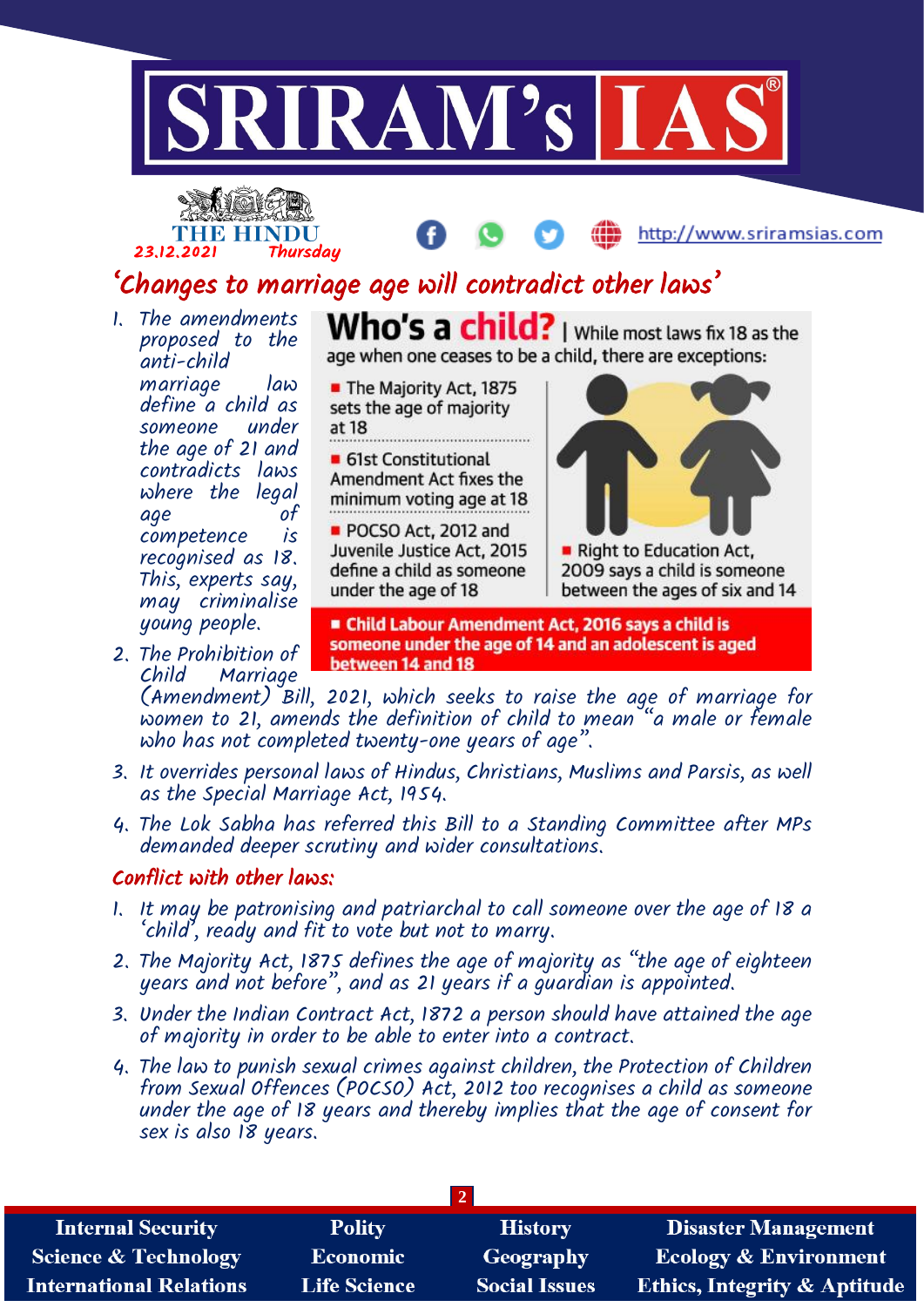# 'Changes to marriage age will contradict other laws'

1. The amendments proposed to the anti-child marriage law define a child as someone under the age of 21 and contradicts laws where the legal age of competence is recognised as 18. This, experts say, may criminalise young people.
2. The Prohibition of Child Marriage (Amendment) Bill, 2021, which seeks to raise the age of marriage for women to 21, amends the definition of child to mean "a male or female who has not completed twenty-one years of age".
3. It overrides personal laws of Hindus, Christians, Muslims and Parsis, as well as the Special Marriage Act, 1954.
4. The Lok Sabha has referred this Bill to a Standing Committee after MPs demanded deeper scrutiny and wider consultations.

**Who's a child?** | While most laws fix 18 as the age when one ceases to be a child, there are exceptions:

- The Majority Act, 1875 sets the age of majority at 18
- 61st Constitutional Amendment Act fixes the minimum voting age at 18
- POCSO Act, 2012 and Juvenile Justice Act, 2015 define a child as someone under the age of 18
- Right to Education Act, 2009 says a child is someone between the ages of six and 14
- **Child Labour Amendment Act, 2016 says a child is someone under the age of 14 and an adolescent is aged between 14 and 18**

## Conflict with other laws:

1. It may be patronising and patriarchal to call someone over the age of 18 a 'child', ready and fit to vote but not to marry.
2. The Majority Act, 1875 defines the age of majority as "the age of eighteen years and not before", and as 21 years if a guardian is appointed.
3. Under the Indian Contract Act, 1872 a person should have attained the age of majority in order to be able to enter into a contract.
4. The law to punish sexual crimes against children, the Protection of Children from Sexual Offences (POCSO) Act, 2012 too recognises a child as someone under the age of 18 years and thereby implies that the age of consent for sex is also 18 years.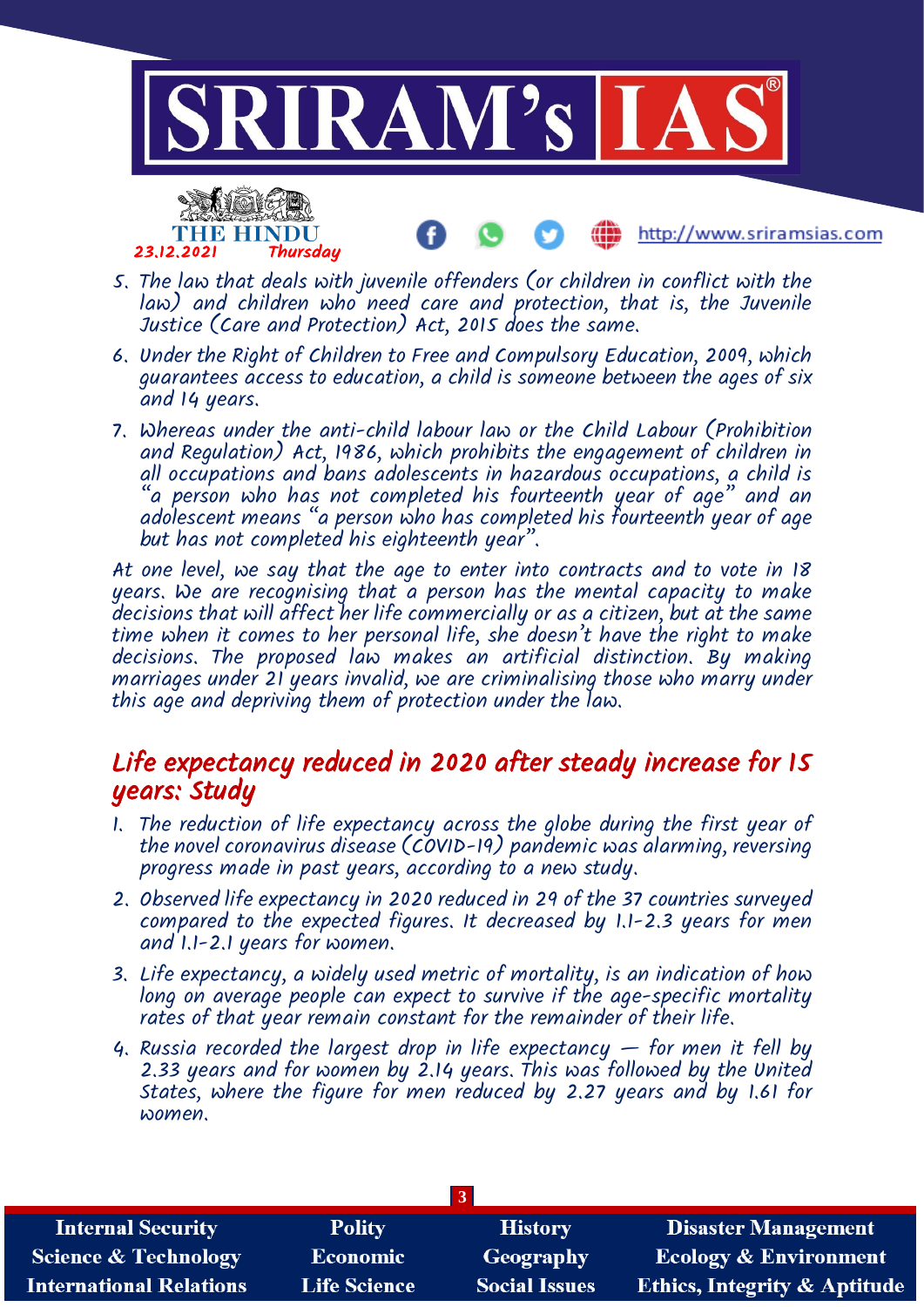5. The law that deals with juvenile offenders (or children in conflict with the law) and children who need care and protection, that is, the Juvenile Justice (Care and Protection) Act, 2015 does the same.
6. Under the Right of Children to Free and Compulsory Education, 2009, which guarantees access to education, a child is someone between the ages of six and 14 years.
7. Whereas under the anti-child labour law or the Child Labour (Prohibition and Regulation) Act, 1986, which prohibits the engagement of children in all occupations and bans adolescents in hazardous occupations, a child is "a person who has not completed his fourteenth year of age" and an adolescent means "a person who has completed his fourteenth year of age but has not completed his eighteenth year".

At one level, we say that the age to enter into contracts and to vote in 18 years. We are recognising that a person has the mental capacity to make decisions that will affect her life commercially or as a citizen, but at the same time when it comes to her personal life, she doesn't have the right to make decisions. The proposed law makes an artificial distinction. By making marriages under 21 years invalid, we are criminalising those who marry under this age and depriving them of protection under the law.

## Life expectancy reduced in 2020 after steady increase for 15 years: Study

1. The reduction of life expectancy across the globe during the first year of the novel coronavirus disease (COVID-19) pandemic was alarming, reversing progress made in past years, according to a new study.
2. Observed life expectancy in 2020 reduced in 29 of the 37 countries surveyed compared to the expected figures. It decreased by 1.1-2.3 years for men and 1.1-2.1 years for women.
3. Life expectancy, a widely used metric of mortality, is an indication of how long on average people can expect to survive if the age-specific mortality rates of that year remain constant for the remainder of their life.
4. Russia recorded the largest drop in life expectancy — for men it fell by 2.33 years and for women by 2.14 years. This was followed by the United States, where the figure for men reduced by 2.27 years and by 1.61 for women.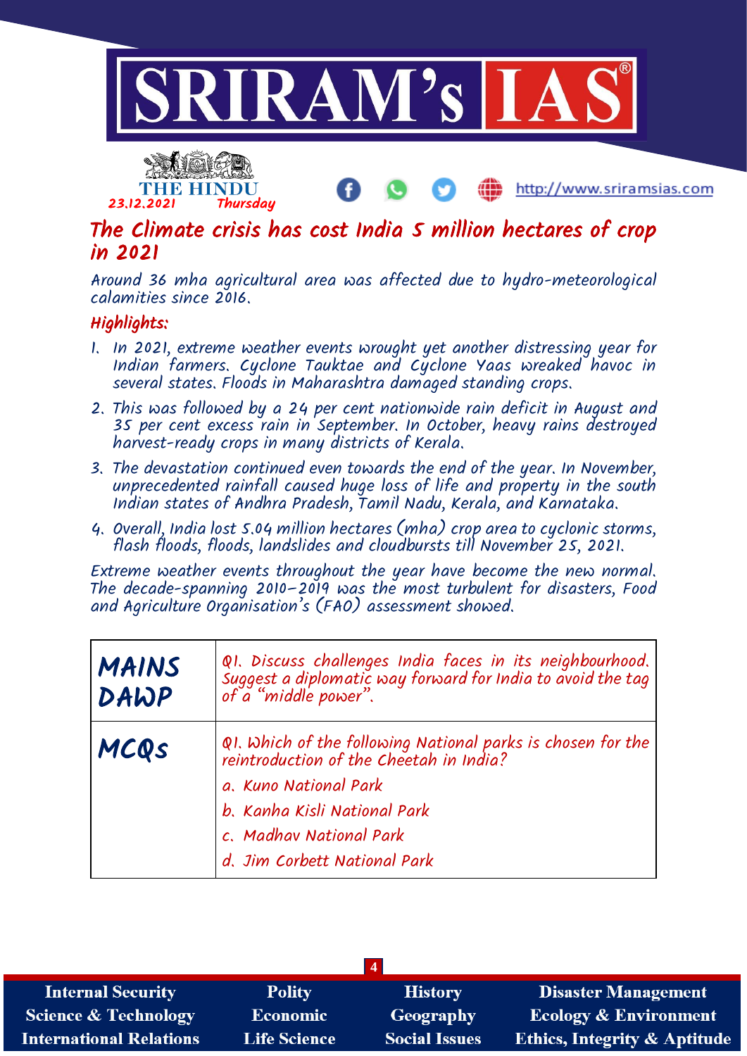THE HINDU
23.12.2021 Thursday

http://www.sriramsias.com

# The Climate crisis has cost India 5 million hectares of crop in 2021

*Around 36 mha agricultural area was affected due to hydro-meteorological calamities since 2016.*

## Highlights:

1. In 2021, extreme weather events wrought yet another distressing year for Indian farmers. Cyclone Tauktae and Cyclone Yaas wreaked havoc in several states. Floods in Maharashtra damaged standing crops.
2. This was followed by a 24 per cent nationwide rain deficit in August and 35 per cent excess rain in September. In October, heavy rains destroyed harvest-ready crops in many districts of Kerala.
3. The devastation continued even towards the end of the year. In November, unprecedented rainfall caused huge loss of life and property in the south Indian states of Andhra Pradesh, Tamil Nadu, Kerala, and Karnataka.
4. Overall, India lost 5.04 million hectares (mha) crop area to cyclonic storms, flash floods, floods, landslides and cloudbursts till November 25, 2021.

Extreme weather events throughout the year have become the new normal. The decade-spanning 2010–2019 was the most turbulent for disasters, Food and Agriculture Organisation's (FAO) assessment showed.

| | |
|---|---|
| **MAINS DAWP** | Q1. Discuss challenges India faces in its neighbourhood. Suggest a diplomatic way forward for India to avoid the tag of a "middle power". |
| **MCQs** | Q1. Which of the following National parks is chosen for the reintroduction of the Cheetah in India?<br>a. Kuno National Park<br>b. Kanha Kisli National Park<br>c. Madhav National Park<br>d. Jim Corbett National Park |